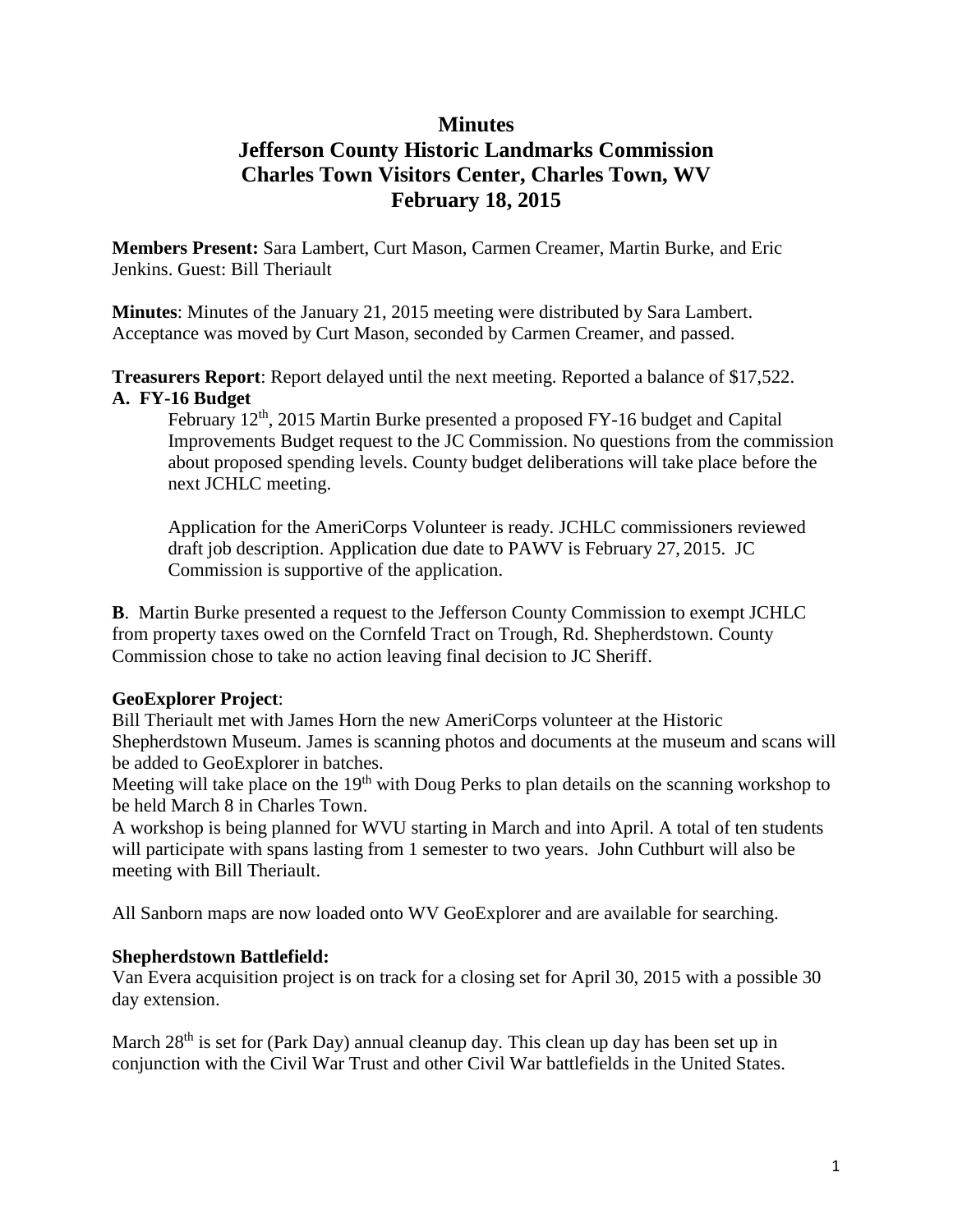# Minutes
# Jefferson County Historic Landmarks Commission
# Charles Town Visitors Center, Charles Town, WV
# February 18, 2015

**Members Present:** Sara Lambert, Curt Mason, Carmen Creamer, Martin Burke, and Eric Jenkins. Guest: Bill Theriault

**Minutes**: Minutes of the January 21, 2015 meeting were distributed by Sara Lambert. Acceptance was moved by Curt Mason, seconded by Carmen Creamer, and passed.

**Treasurers Report**: Report delayed until the next meeting. Reported a balance of $17,522.

**A. FY-16 Budget**

February 12th, 2015 Martin Burke presented a proposed FY-16 budget and Capital Improvements Budget request to the JC Commission. No questions from the commission about proposed spending levels. County budget deliberations will take place before the next JCHLC meeting.

Application for the AmeriCorps Volunteer is ready. JCHLC commissioners reviewed draft job description. Application due date to PAWV is February 27, 2015. JC Commission is supportive of the application.

**B**. Martin Burke presented a request to the Jefferson County Commission to exempt JCHLC from property taxes owed on the Cornfeld Tract on Trough, Rd. Shepherdstown. County Commission chose to take no action leaving final decision to JC Sheriff.

**GeoExplorer Project**:

Bill Theriault met with James Horn the new AmeriCorps volunteer at the Historic Shepherdstown Museum. James is scanning photos and documents at the museum and scans will be added to GeoExplorer in batches.

Meeting will take place on the 19th with Doug Perks to plan details on the scanning workshop to be held March 8 in Charles Town.

A workshop is being planned for WVU starting in March and into April. A total of ten students will participate with spans lasting from 1 semester to two years. John Cuthburt will also be meeting with Bill Theriault.

All Sanborn maps are now loaded onto WV GeoExplorer and are available for searching.

**Shepherdstown Battlefield:**

Van Evera acquisition project is on track for a closing set for April 30, 2015 with a possible 30 day extension.

March 28th is set for (Park Day) annual cleanup day. This clean up day has been set up in conjunction with the Civil War Trust and other Civil War battlefields in the United States.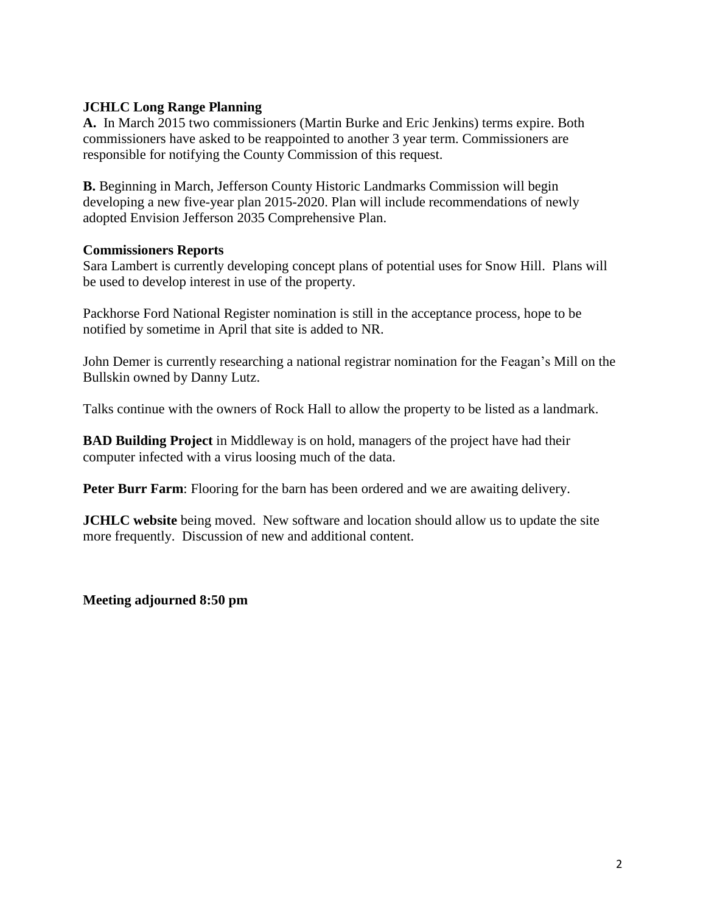**JCHLC Long Range Planning**

**A.** In March 2015 two commissioners (Martin Burke and Eric Jenkins) terms expire. Both commissioners have asked to be reappointed to another 3 year term. Commissioners are responsible for notifying the County Commission of this request.

**B.** Beginning in March, Jefferson County Historic Landmarks Commission will begin developing a new five-year plan 2015-2020. Plan will include recommendations of newly adopted Envision Jefferson 2035 Comprehensive Plan.

**Commissioners Reports**

Sara Lambert is currently developing concept plans of potential uses for Snow Hill. Plans will be used to develop interest in use of the property.

Packhorse Ford National Register nomination is still in the acceptance process, hope to be notified by sometime in April that site is added to NR.

John Demer is currently researching a national registrar nomination for the Feagan's Mill on the Bullskin owned by Danny Lutz.

Talks continue with the owners of Rock Hall to allow the property to be listed as a landmark.

**BAD Building Project** in Middleway is on hold, managers of the project have had their computer infected with a virus loosing much of the data.

**Peter Burr Farm**: Flooring for the barn has been ordered and we are awaiting delivery.

**JCHLC website** being moved. New software and location should allow us to update the site more frequently. Discussion of new and additional content.

**Meeting adjourned 8:50 pm**